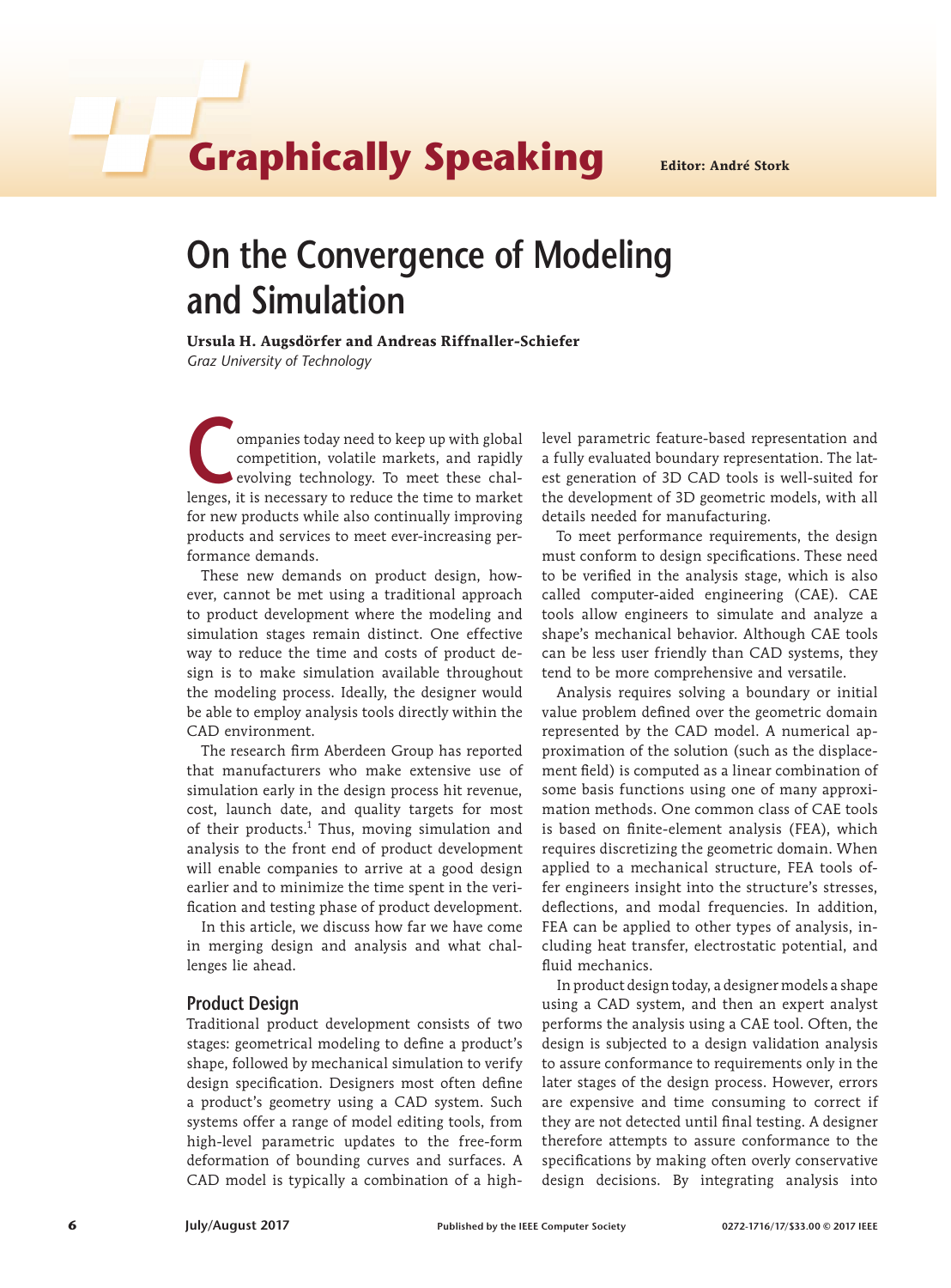# On the Convergence of Modeling and Simulation

**Ursula H. Augsdörfer and Andreas Riffnaller-Schiefer**
*Graz University of Technology*

Companies today need to keep up with global competition, volatile markets, and rapidly evolving technology. To meet these challenges, it is necessary to reduce the time to market for new products while also continually improving products and services to meet ever-increasing performance demands.

These new demands on product design, however, cannot be met using a traditional approach to product development where the modeling and simulation stages remain distinct. One effective way to reduce the time and costs of product design is to make simulation available throughout the modeling process. Ideally, the designer would be able to employ analysis tools directly within the CAD environment.

The research firm Aberdeen Group has reported that manufacturers who make extensive use of simulation early in the design process hit revenue, cost, launch date, and quality targets for most of their products.[1] Thus, moving simulation and analysis to the front end of product development will enable companies to arrive at a good design earlier and to minimize the time spent in the verification and testing phase of product development.

In this article, we discuss how far we have come in merging design and analysis and what challenges lie ahead.

## Product Design

Traditional product development consists of two stages: geometrical modeling to define a product's shape, followed by mechanical simulation to verify design specification. Designers most often define a product's geometry using a CAD system. Such systems offer a range of model editing tools, from high-level parametric updates to the free-form deformation of bounding curves and surfaces. A CAD model is typically a combination of a high-level parametric feature-based representation and a fully evaluated boundary representation. The latest generation of 3D CAD tools is well-suited for the development of 3D geometric models, with all details needed for manufacturing.

To meet performance requirements, the design must conform to design specifications. These need to be verified in the analysis stage, which is also called computer-aided engineering (CAE). CAE tools allow engineers to simulate and analyze a shape's mechanical behavior. Although CAE tools can be less user friendly than CAD systems, they tend to be more comprehensive and versatile.

Analysis requires solving a boundary or initial value problem defined over the geometric domain represented by the CAD model. A numerical approximation of the solution (such as the displacement field) is computed as a linear combination of some basis functions using one of many approximation methods. One common class of CAE tools is based on finite-element analysis (FEA), which requires discretizing the geometric domain. When applied to a mechanical structure, FEA tools offer engineers insight into the structure's stresses, deflections, and modal frequencies. In addition, FEA can be applied to other types of analysis, including heat transfer, electrostatic potential, and fluid mechanics.

In product design today, a designer models a shape using a CAD system, and then an expert analyst performs the analysis using a CAE tool. Often, the design is subjected to a design validation analysis to assure conformance to requirements only in the later stages of the design process. However, errors are expensive and time consuming to correct if they are not detected until final testing. A designer therefore attempts to assure conformance to the specifications by making often overly conservative design decisions. By integrating analysis into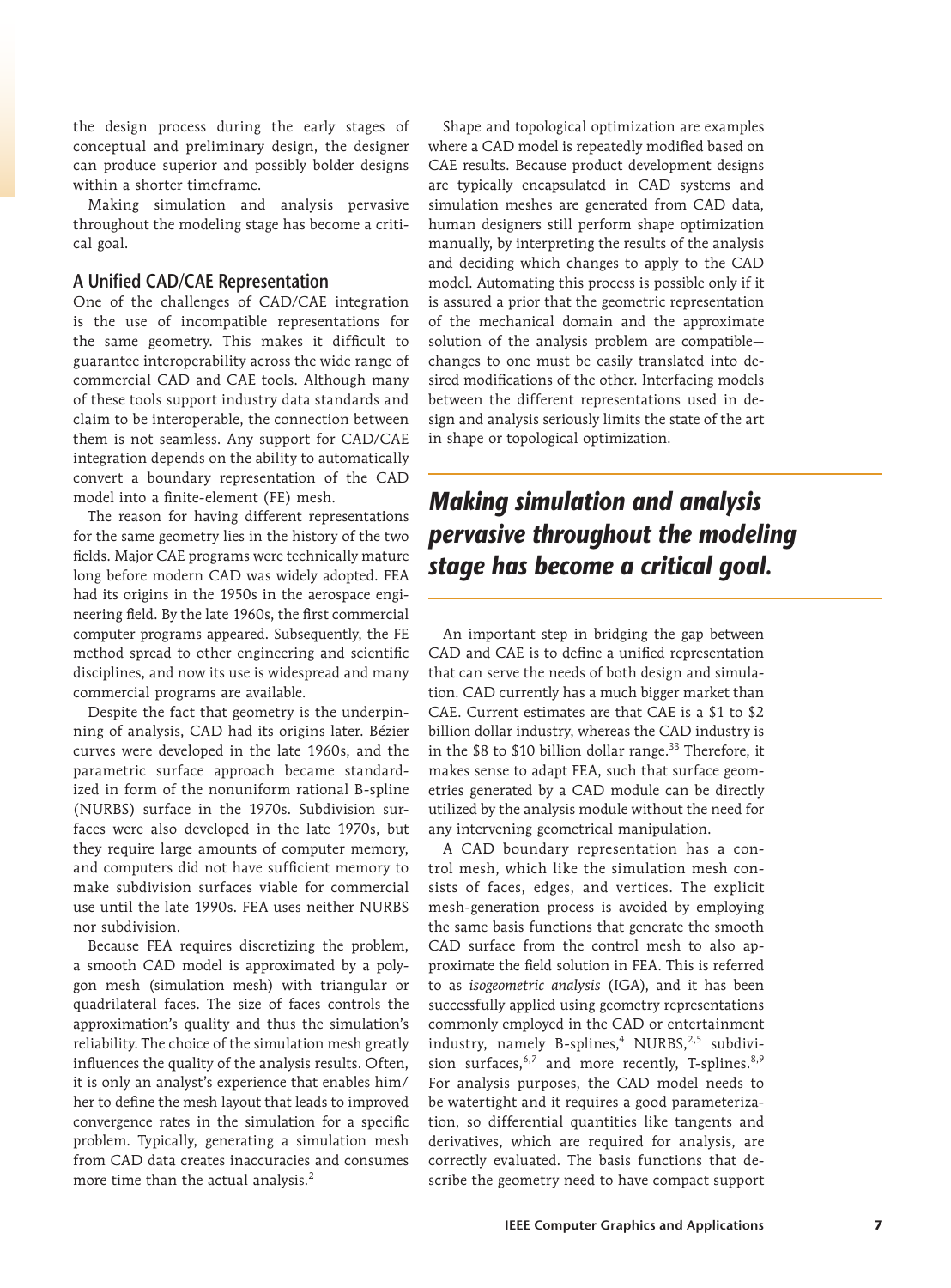the design process during the early stages of conceptual and preliminary design, the designer can produce superior and possibly bolder designs within a shorter timeframe.

Making simulation and analysis pervasive throughout the modeling stage has become a critical goal.

## A Unified CAD/CAE Representation

One of the challenges of CAD/CAE integration is the use of incompatible representations for the same geometry. This makes it difficult to guarantee interoperability across the wide range of commercial CAD and CAE tools. Although many of these tools support industry data standards and claim to be interoperable, the connection between them is not seamless. Any support for CAD/CAE integration depends on the ability to automatically convert a boundary representation of the CAD model into a finite-element (FE) mesh.

The reason for having different representations for the same geometry lies in the history of the two fields. Major CAE programs were technically mature long before modern CAD was widely adopted. FEA had its origins in the 1950s in the aerospace engineering field. By the late 1960s, the first commercial computer programs appeared. Subsequently, the FE method spread to other engineering and scientific disciplines, and now its use is widespread and many commercial programs are available.

Despite the fact that geometry is the underpinning of analysis, CAD had its origins later. Bézier curves were developed in the late 1960s, and the parametric surface approach became standardized in form of the nonuniform rational B-spline (NURBS) surface in the 1970s. Subdivision surfaces were also developed in the late 1970s, but they require large amounts of computer memory, and computers did not have sufficient memory to make subdivision surfaces viable for commercial use until the late 1990s. FEA uses neither NURBS nor subdivision.

Because FEA requires discretizing the problem, a smooth CAD model is approximated by a polygon mesh (simulation mesh) with triangular or quadrilateral faces. The size of faces controls the approximation's quality and thus the simulation's reliability. The choice of the simulation mesh greatly influences the quality of the analysis results. Often, it is only an analyst's experience that enables him/her to define the mesh layout that leads to improved convergence rates in the simulation for a specific problem. Typically, generating a simulation mesh from CAD data creates inaccuracies and consumes more time than the actual analysis.[2]

Shape and topological optimization are examples where a CAD model is repeatedly modified based on CAE results. Because product development designs are typically encapsulated in CAD systems and simulation meshes are generated from CAD data, human designers still perform shape optimization manually, by interpreting the results of the analysis and deciding which changes to apply to the CAD model. Automating this process is possible only if it is assured a prior that the geometric representation of the mechanical domain and the approximate solution of the analysis problem are compatible—changes to one must be easily translated into desired modifications of the other. Interfacing models between the different representations used in design and analysis seriously limits the state of the art in shape or topological optimization.

***Making simulation and analysis pervasive throughout the modeling stage has become a critical goal.***

An important step in bridging the gap between CAD and CAE is to define a unified representation that can serve the needs of both design and simulation. CAD currently has a much bigger market than CAE. Current estimates are that CAE is a $1 to $2 billion dollar industry, whereas the CAD industry is in the $8 to $10 billion dollar range.[33] Therefore, it makes sense to adapt FEA, such that surface geometries generated by a CAD module can be directly utilized by the analysis module without the need for any intervening geometrical manipulation.

A CAD boundary representation has a control mesh, which like the simulation mesh consists of faces, edges, and vertices. The explicit mesh-generation process is avoided by employing the same basis functions that generate the smooth CAD surface from the control mesh to also approximate the field solution in FEA. This is referred to as *isogeometric analysis* (IGA), and it has been successfully applied using geometry representations commonly employed in the CAD or entertainment industry, namely B-splines,[4] NURBS,[2,5] subdivision surfaces,[6,7] and more recently, T-splines.[8,9] For analysis purposes, the CAD model needs to be watertight and it requires a good parameterization, so differential quantities like tangents and derivatives, which are required for analysis, are correctly evaluated. The basis functions that describe the geometry need to have compact support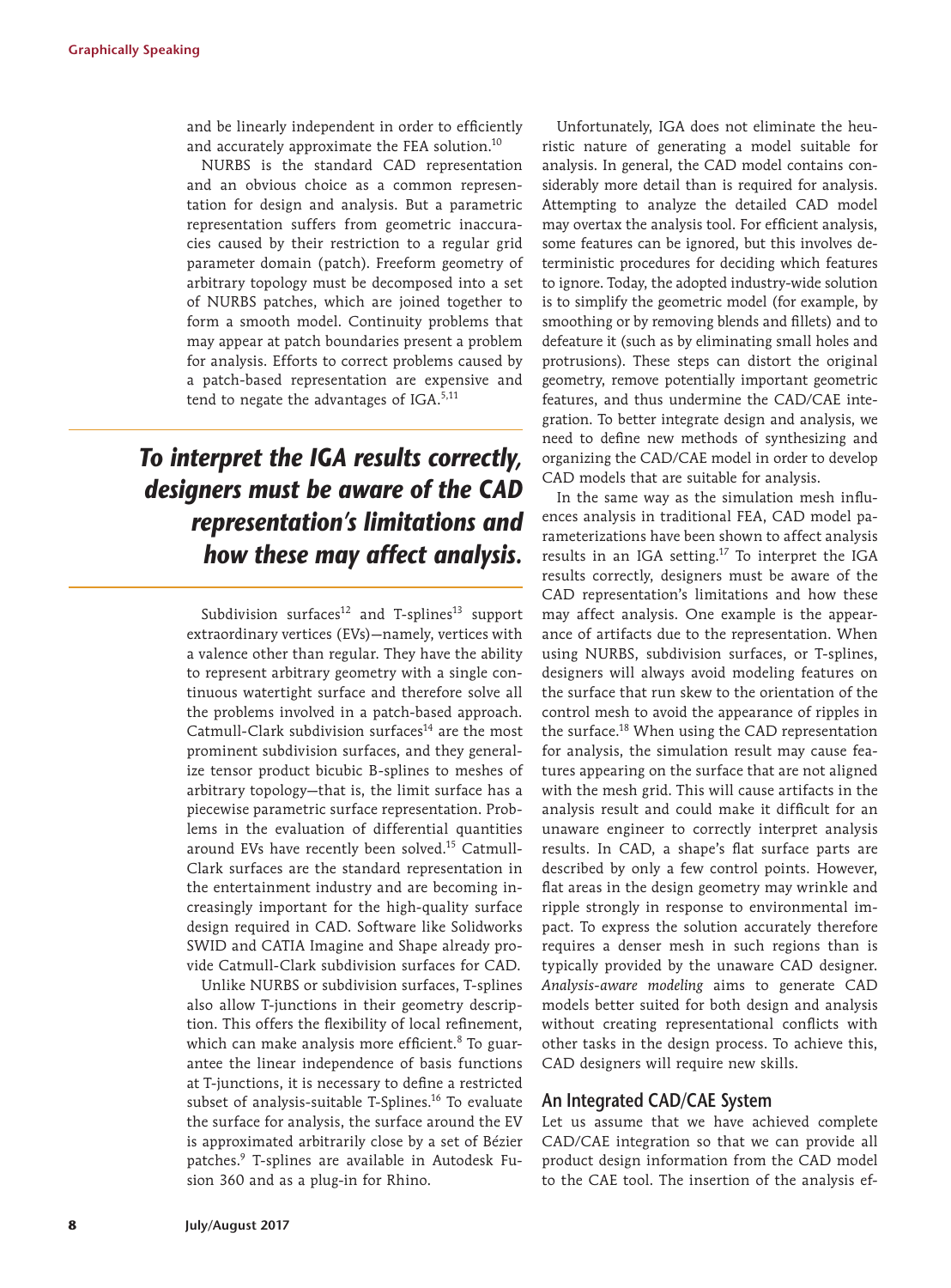and be linearly independent in order to efficiently and accurately approximate the FEA solution.[10]

NURBS is the standard CAD representation and an obvious choice as a common representation for design and analysis. But a parametric representation suffers from geometric inaccuracies caused by their restriction to a regular grid parameter domain (patch). Freeform geometry of arbitrary topology must be decomposed into a set of NURBS patches, which are joined together to form a smooth model. Continuity problems that may appear at patch boundaries present a problem for analysis. Efforts to correct problems caused by a patch-based representation are expensive and tend to negate the advantages of IGA.[5,11]

> ***To interpret the IGA results correctly, designers must be aware of the CAD representation's limitations and how these may affect analysis.***

Subdivision surfaces[12] and T-splines[13] support extraordinary vertices (EVs)—namely, vertices with a valence other than regular. They have the ability to represent arbitrary geometry with a single continuous watertight surface and therefore solve all the problems involved in a patch-based approach. Catmull-Clark subdivision surfaces[14] are the most prominent subdivision surfaces, and they generalize tensor product bicubic B-splines to meshes of arbitrary topology—that is, the limit surface has a piecewise parametric surface representation. Problems in the evaluation of differential quantities around EVs have recently been solved.[15] Catmull-Clark surfaces are the standard representation in the entertainment industry and are becoming increasingly important for the high-quality surface design required in CAD. Software like Solidworks SWID and CATIA Imagine and Shape already provide Catmull-Clark subdivision surfaces for CAD.

Unlike NURBS or subdivision surfaces, T-splines also allow T-junctions in their geometry description. This offers the flexibility of local refinement, which can make analysis more efficient.[8] To guarantee the linear independence of basis functions at T-junctions, it is necessary to define a restricted subset of analysis-suitable T-Splines.[16] To evaluate the surface for analysis, the surface around the EV is approximated arbitrarily close by a set of Bézier patches.[9] T-splines are available in Autodesk Fusion 360 and as a plug-in for Rhino.

Unfortunately, IGA does not eliminate the heuristic nature of generating a model suitable for analysis. In general, the CAD model contains considerably more detail than is required for analysis. Attempting to analyze the detailed CAD model may overtax the analysis tool. For efficient analysis, some features can be ignored, but this involves deterministic procedures for deciding which features to ignore. Today, the adopted industry-wide solution is to simplify the geometric model (for example, by smoothing or by removing blends and fillets) and to defeature it (such as by eliminating small holes and protrusions). These steps can distort the original geometry, remove potentially important geometric features, and thus undermine the CAD/CAE integration. To better integrate design and analysis, we need to define new methods of synthesizing and organizing the CAD/CAE model in order to develop CAD models that are suitable for analysis.

In the same way as the simulation mesh influences analysis in traditional FEA, CAD model parameterizations have been shown to affect analysis results in an IGA setting.[17] To interpret the IGA results correctly, designers must be aware of the CAD representation's limitations and how these may affect analysis. One example is the appearance of artifacts due to the representation. When using NURBS, subdivision surfaces, or T-splines, designers will always avoid modeling features on the surface that run skew to the orientation of the control mesh to avoid the appearance of ripples in the surface.[18] When using the CAD representation for analysis, the simulation result may cause features appearing on the surface that are not aligned with the mesh grid. This will cause artifacts in the analysis result and could make it difficult for an unaware engineer to correctly interpret analysis results. In CAD, a shape's flat surface parts are described by only a few control points. However, flat areas in the design geometry may wrinkle and ripple strongly in response to environmental impact. To express the solution accurately therefore requires a denser mesh in such regions than is typically provided by the unaware CAD designer. *Analysis-aware modeling* aims to generate CAD models better suited for both design and analysis without creating representational conflicts with other tasks in the design process. To achieve this, CAD designers will require new skills.

## An Integrated CAD/CAE System

Let us assume that we have achieved complete CAD/CAE integration so that we can provide all product design information from the CAD model to the CAE tool. The insertion of the analysis ef-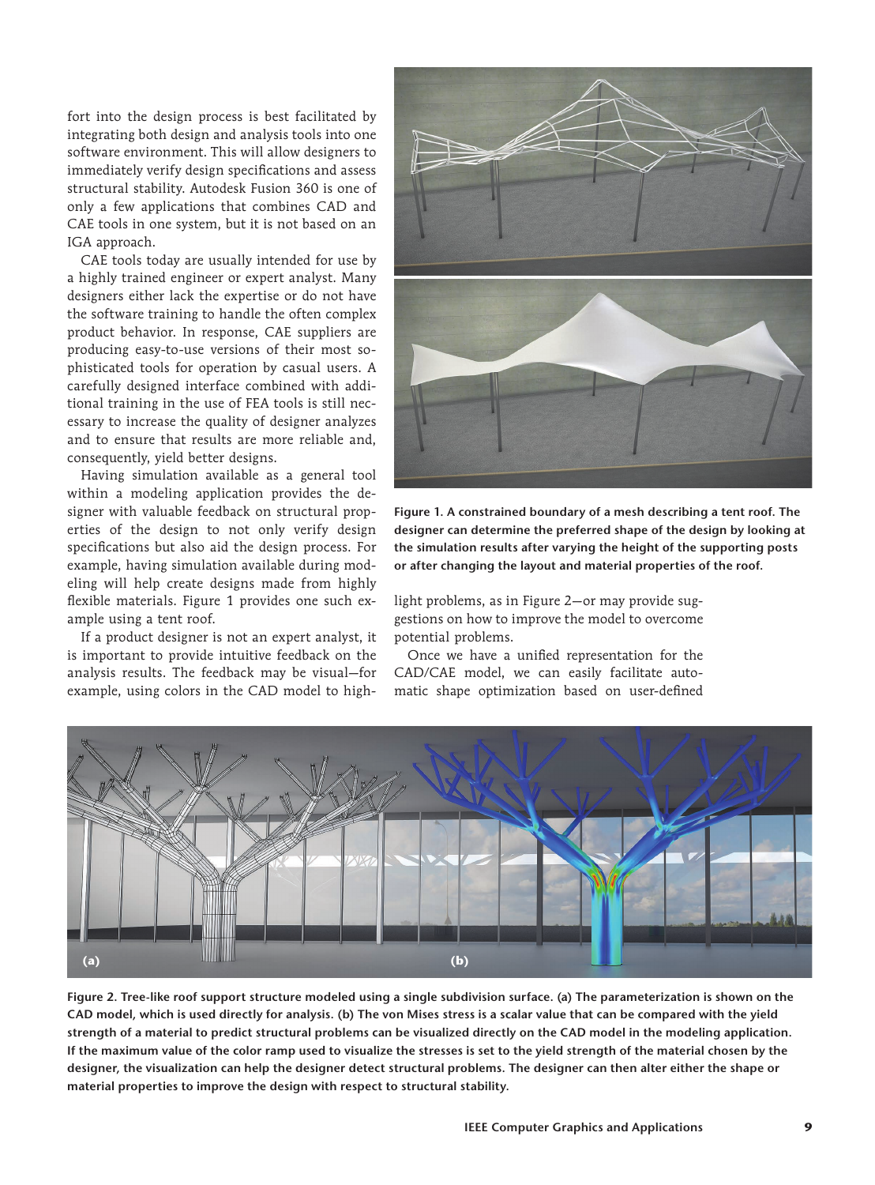fort into the design process is best facilitated by integrating both design and analysis tools into one software environment. This will allow designers to immediately verify design specifications and assess structural stability. Autodesk Fusion 360 is one of only a few applications that combines CAD and CAE tools in one system, but it is not based on an IGA approach.

CAE tools today are usually intended for use by a highly trained engineer or expert analyst. Many designers either lack the expertise or do not have the software training to handle the often complex product behavior. In response, CAE suppliers are producing easy-to-use versions of their most sophisticated tools for operation by casual users. A carefully designed interface combined with additional training in the use of FEA tools is still necessary to increase the quality of designer analyzes and to ensure that results are more reliable and, consequently, yield better designs.

Having simulation available as a general tool within a modeling application provides the designer with valuable feedback on structural properties of the design to not only verify design specifications but also aid the design process. For example, having simulation available during modeling will help create designs made from highly flexible materials. Figure 1 provides one such example using a tent roof.

If a product designer is not an expert analyst, it is important to provide intuitive feedback on the analysis results. The feedback may be visual—for example, using colors in the CAD model to highlight problems, as in Figure 2—or may provide suggestions on how to improve the model to overcome potential problems.

**Figure 1. A constrained boundary of a mesh describing a tent roof. The designer can determine the preferred shape of the design by looking at the simulation results after varying the height of the supporting posts or after changing the layout and material properties of the roof.**

Once we have a unified representation for the CAD/CAE model, we can easily facilitate automatic shape optimization based on user-defined

**Figure 2. Tree-like roof support structure modeled using a single subdivision surface. (a) The parameterization is shown on the CAD model, which is used directly for analysis. (b) The von Mises stress is a scalar value that can be compared with the yield strength of a material to predict structural problems can be visualized directly on the CAD model in the modeling application. If the maximum value of the color ramp used to visualize the stresses is set to the yield strength of the material chosen by the designer, the visualization can help the designer detect structural problems. The designer can then alter either the shape or material properties to improve the design with respect to structural stability.**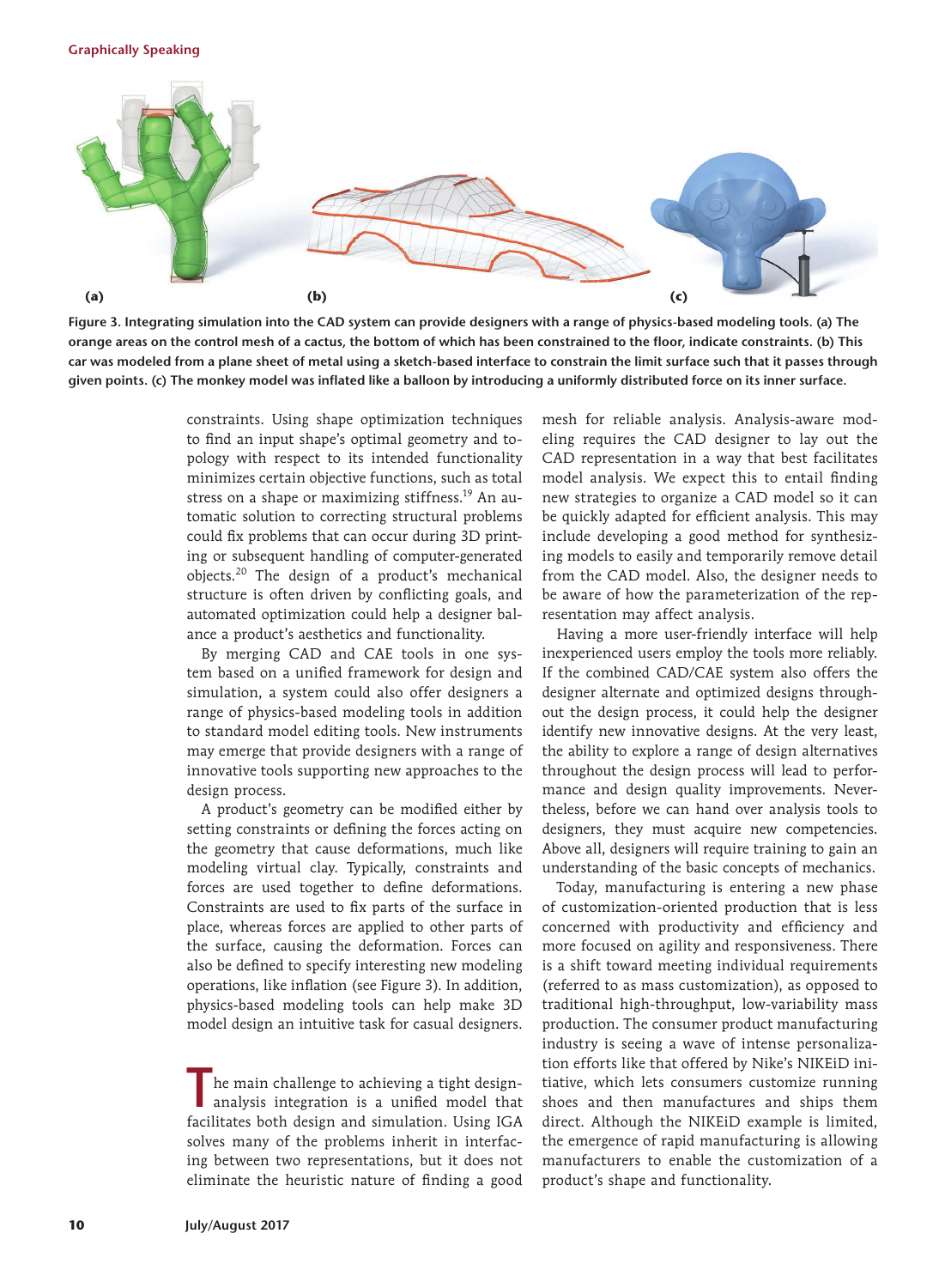Figure 3. Integrating simulation into the CAD system can provide designers with a range of physics-based modeling tools. (a) The orange areas on the control mesh of a cactus, the bottom of which has been constrained to the floor, indicate constraints. (b) This car was modeled from a plane sheet of metal using a sketch-based interface to constrain the limit surface such that it passes through given points. (c) The monkey model was inflated like a balloon by introducing a uniformly distributed force on its inner surface.

constraints. Using shape optimization techniques to find an input shape's optimal geometry and topology with respect to its intended functionality minimizes certain objective functions, such as total stress on a shape or maximizing stiffness.[19] An automatic solution to correcting structural problems could fix problems that can occur during 3D printing or subsequent handling of computer-generated objects.[20] The design of a product's mechanical structure is often driven by conflicting goals, and automated optimization could help a designer balance a product's aesthetics and functionality.

By merging CAD and CAE tools in one system based on a unified framework for design and simulation, a system could also offer designers a range of physics-based modeling tools in addition to standard model editing tools. New instruments may emerge that provide designers with a range of innovative tools supporting new approaches to the design process.

A product's geometry can be modified either by setting constraints or defining the forces acting on the geometry that cause deformations, much like modeling virtual clay. Typically, constraints and forces are used together to define deformations. Constraints are used to fix parts of the surface in place, whereas forces are applied to other parts of the surface, causing the deformation. Forces can also be defined to specify interesting new modeling operations, like inflation (see Figure 3). In addition, physics-based modeling tools can help make 3D model design an intuitive task for casual designers.

The main challenge to achieving a tight design-analysis integration is a unified model that facilitates both design and simulation. Using IGA solves many of the problems inherit in interfacing between two representations, but it does not eliminate the heuristic nature of finding a good mesh for reliable analysis. Analysis-aware modeling requires the CAD designer to lay out the CAD representation in a way that best facilitates model analysis. We expect this to entail finding new strategies to organize a CAD model so it can be quickly adapted for efficient analysis. This may include developing a good method for synthesizing models to easily and temporarily remove detail from the CAD model. Also, the designer needs to be aware of how the parameterization of the representation may affect analysis.

Having a more user-friendly interface will help inexperienced users employ the tools more reliably. If the combined CAD/CAE system also offers the designer alternate and optimized designs throughout the design process, it could help the designer identify new innovative designs. At the very least, the ability to explore a range of design alternatives throughout the design process will lead to performance and design quality improvements. Nevertheless, before we can hand over analysis tools to designers, they must acquire new competencies. Above all, designers will require training to gain an understanding of the basic concepts of mechanics.

Today, manufacturing is entering a new phase of customization-oriented production that is less concerned with productivity and efficiency and more focused on agility and responsiveness. There is a shift toward meeting individual requirements (referred to as mass customization), as opposed to traditional high-throughput, low-variability mass production. The consumer product manufacturing industry is seeing a wave of intense personalization efforts like that offered by Nike's NIKEiD initiative, which lets consumers customize running shoes and then manufactures and ships them direct. Although the NIKEiD example is limited, the emergence of rapid manufacturing is allowing manufacturers to enable the customization of a product's shape and functionality.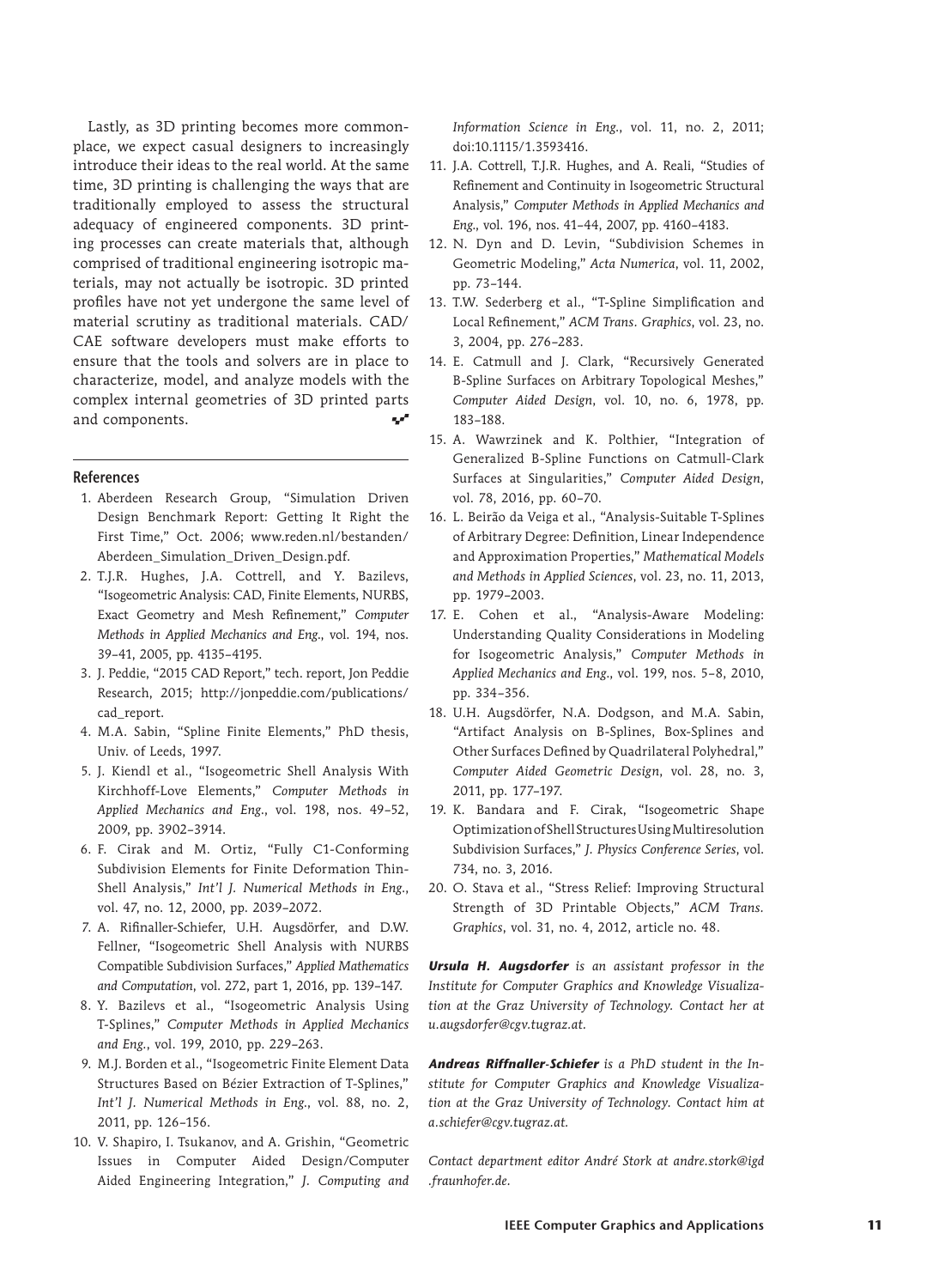Lastly, as 3D printing becomes more commonplace, we expect casual designers to increasingly introduce their ideas to the real world. At the same time, 3D printing is challenging the ways that are traditionally employed to assess the structural adequacy of engineered components. 3D printing processes can create materials that, although comprised of traditional engineering isotropic materials, may not actually be isotropic. 3D printed profiles have not yet undergone the same level of material scrutiny as traditional materials. CAD/CAE software developers must make efforts to ensure that the tools and solvers are in place to characterize, model, and analyze models with the complex internal geometries of 3D printed parts and components.

## References

1. Aberdeen Research Group, "Simulation Driven Design Benchmark Report: Getting It Right the First Time," Oct. 2006; www.reden.nl/bestanden/Aberdeen_Simulation_Driven_Design.pdf.
2. T.J.R. Hughes, J.A. Cottrell, and Y. Bazilevs, "Isogeometric Analysis: CAD, Finite Elements, NURBS, Exact Geometry and Mesh Refinement," *Computer Methods in Applied Mechanics and Eng.*, vol. 194, nos. 39–41, 2005, pp. 4135–4195.
3. J. Peddie, "2015 CAD Report," tech. report, Jon Peddie Research, 2015; http://jonpeddie.com/publications/cad_report.
4. M.A. Sabin, "Spline Finite Elements," PhD thesis, Univ. of Leeds, 1997.
5. J. Kiendl et al., "Isogeometric Shell Analysis With Kirchhoff-Love Elements," *Computer Methods in Applied Mechanics and Eng.*, vol. 198, nos. 49–52, 2009, pp. 3902–3914.
6. F. Cirak and M. Ortiz, "Fully C1-Conforming Subdivision Elements for Finite Deformation Thin-Shell Analysis," *Int'l J. Numerical Methods in Eng.*, vol. 47, no. 12, 2000, pp. 2039–2072.
7. A. Rifinaller-Schiefer, U.H. Augsdörfer, and D.W. Fellner, "Isogeometric Shell Analysis with NURBS Compatible Subdivision Surfaces," *Applied Mathematics and Computation*, vol. 272, part 1, 2016, pp. 139–147.
8. Y. Bazilevs et al., "Isogeometric Analysis Using T-Splines," *Computer Methods in Applied Mechanics and Eng.*, vol. 199, 2010, pp. 229–263.
9. M.J. Borden et al., "Isogeometric Finite Element Data Structures Based on Bézier Extraction of T-Splines," *Int'l J. Numerical Methods in Eng.*, vol. 88, no. 2, 2011, pp. 126–156.
10. V. Shapiro, I. Tsukanov, and A. Grishin, "Geometric Issues in Computer Aided Design/Computer Aided Engineering Integration," *J. Computing and Information Science in Eng.*, vol. 11, no. 2, 2011; doi:10.1115/1.3593416.
11. J.A. Cottrell, T.J.R. Hughes, and A. Reali, "Studies of Refinement and Continuity in Isogeometric Structural Analysis," *Computer Methods in Applied Mechanics and Eng.*, vol. 196, nos. 41–44, 2007, pp. 4160–4183.
12. N. Dyn and D. Levin, "Subdivision Schemes in Geometric Modeling," *Acta Numerica*, vol. 11, 2002, pp. 73–144.
13. T.W. Sederberg et al., "T-Spline Simplification and Local Refinement," *ACM Trans. Graphics*, vol. 23, no. 3, 2004, pp. 276–283.
14. E. Catmull and J. Clark, "Recursively Generated B-Spline Surfaces on Arbitrary Topological Meshes," *Computer Aided Design*, vol. 10, no. 6, 1978, pp. 183–188.
15. A. Wawrzinek and K. Polthier, "Integration of Generalized B-Spline Functions on Catmull-Clark Surfaces at Singularities," *Computer Aided Design*, vol. 78, 2016, pp. 60–70.
16. L. Beirão da Veiga et al., "Analysis-Suitable T-Splines of Arbitrary Degree: Definition, Linear Independence and Approximation Properties," *Mathematical Models and Methods in Applied Sciences*, vol. 23, no. 11, 2013, pp. 1979–2003.
17. E. Cohen et al., "Analysis-Aware Modeling: Understanding Quality Considerations in Modeling for Isogeometric Analysis," *Computer Methods in Applied Mechanics and Eng.*, vol. 199, nos. 5–8, 2010, pp. 334–356.
18. U.H. Augsdörfer, N.A. Dodgson, and M.A. Sabin, "Artifact Analysis on B-Splines, Box-Splines and Other Surfaces Defined by Quadrilateral Polyhedral," *Computer Aided Geometric Design*, vol. 28, no. 3, 2011, pp. 177–197.
19. K. Bandara and F. Cirak, "Isogeometric Shape Optimization of Shell Structures Using Multiresolution Subdivision Surfaces," *J. Physics Conference Series*, vol. 734, no. 3, 2016.
20. O. Stava et al., "Stress Relief: Improving Structural Strength of 3D Printable Objects," *ACM Trans. Graphics*, vol. 31, no. 4, 2012, article no. 48.

***Ursula H. Augsdorfer*** *is an assistant professor in the Institute for Computer Graphics and Knowledge Visualization at the Graz University of Technology. Contact her at u.augsdorfer@cgv.tugraz.at.*

***Andreas Riffnaller-Schiefer*** *is a PhD student in the Institute for Computer Graphics and Knowledge Visualization at the Graz University of Technology. Contact him at a.schiefer@cgv.tugraz.at.*

*Contact department editor André Stork at andre.stork@igd.fraunhofer.de.*